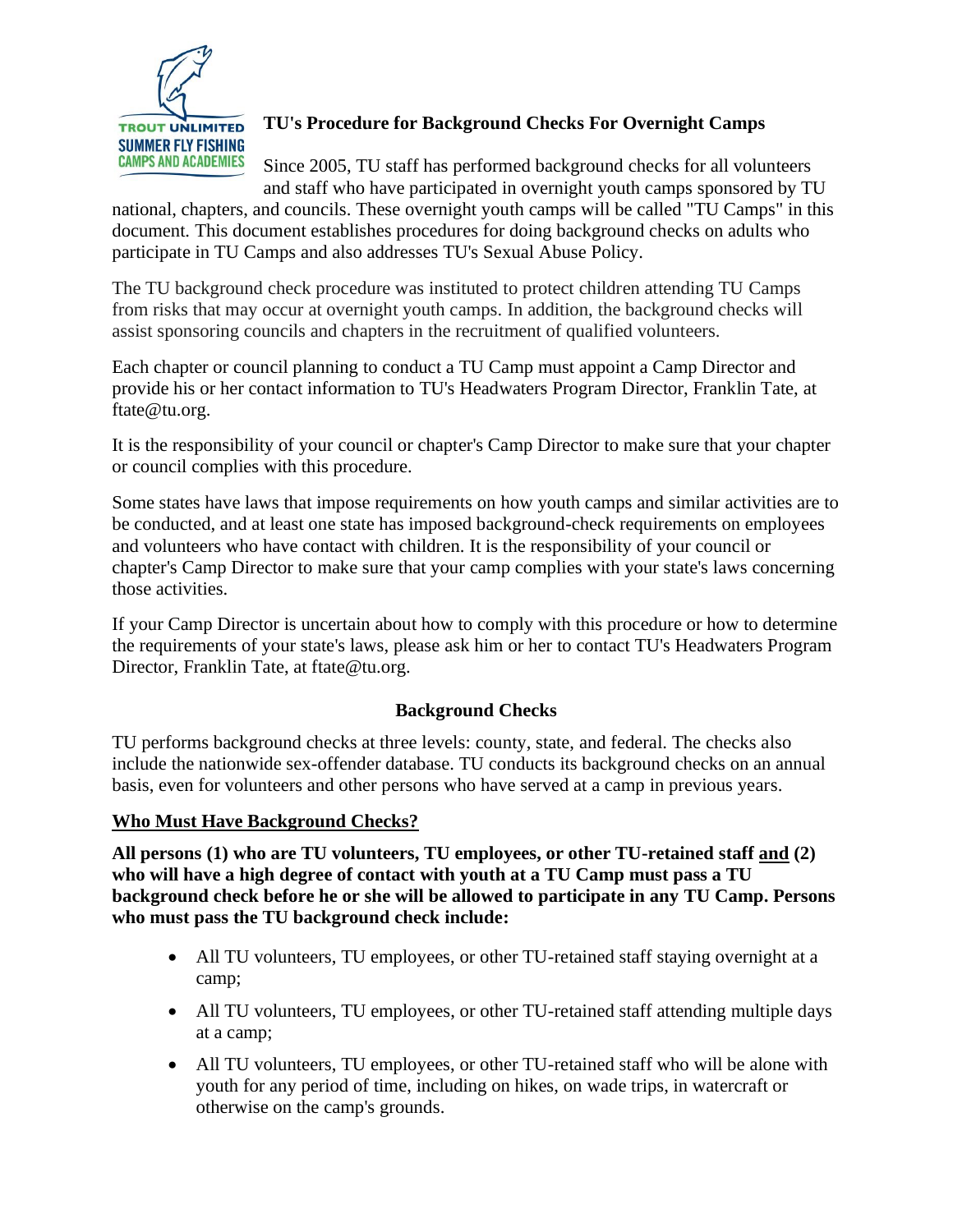# TU's Procedure for Background Checks For Overnight Camps

Since 2005, TU staff has performed background checks for all volunteers and staff who have participated in overnight youth camps sponsored by TU national, chapters, and councils. These overnight youth camps will be called "TU Camps" in this document. This document establishes procedures for doing background checks on adults who participate in TU Camps and also addresses TU's Sexual Abuse Policy.

The TU background check procedure was instituted to protect children attending TU Camps from risks that may occur at overnight youth camps. In addition, the background checks will assist sponsoring councils and chapters in the recruitment of qualified volunteers.

Each chapter or council planning to conduct a TU Camp must appoint a Camp Director and provide his or her contact information to TU's Headwaters Program Director, Franklin Tate, at ftate@tu.org.

It is the responsibility of your council or chapter's Camp Director to make sure that your chapter or council complies with this procedure.

Some states have laws that impose requirements on how youth camps and similar activities are to be conducted, and at least one state has imposed background-check requirements on employees and volunteers who have contact with children. It is the responsibility of your council or chapter's Camp Director to make sure that your camp complies with your state's laws concerning those activities.

If your Camp Director is uncertain about how to comply with this procedure or how to determine the requirements of your state's laws, please ask him or her to contact TU's Headwaters Program Director, Franklin Tate, at ftate@tu.org.

## Background Checks

TU performs background checks at three levels: county, state, and federal. The checks also include the nationwide sex-offender database. TU conducts its background checks on an annual basis, even for volunteers and other persons who have served at a camp in previous years.

### Who Must Have Background Checks?

**All persons (1) who are TU volunteers, TU employees, or other TU-retained staff and (2) who will have a high degree of contact with youth at a TU Camp must pass a TU background check before he or she will be allowed to participate in any TU Camp. Persons who must pass the TU background check include:**

- All TU volunteers, TU employees, or other TU-retained staff staying overnight at a camp;
- All TU volunteers, TU employees, or other TU-retained staff attending multiple days at a camp;
- All TU volunteers, TU employees, or other TU-retained staff who will be alone with youth for any period of time, including on hikes, on wade trips, in watercraft or otherwise on the camp's grounds.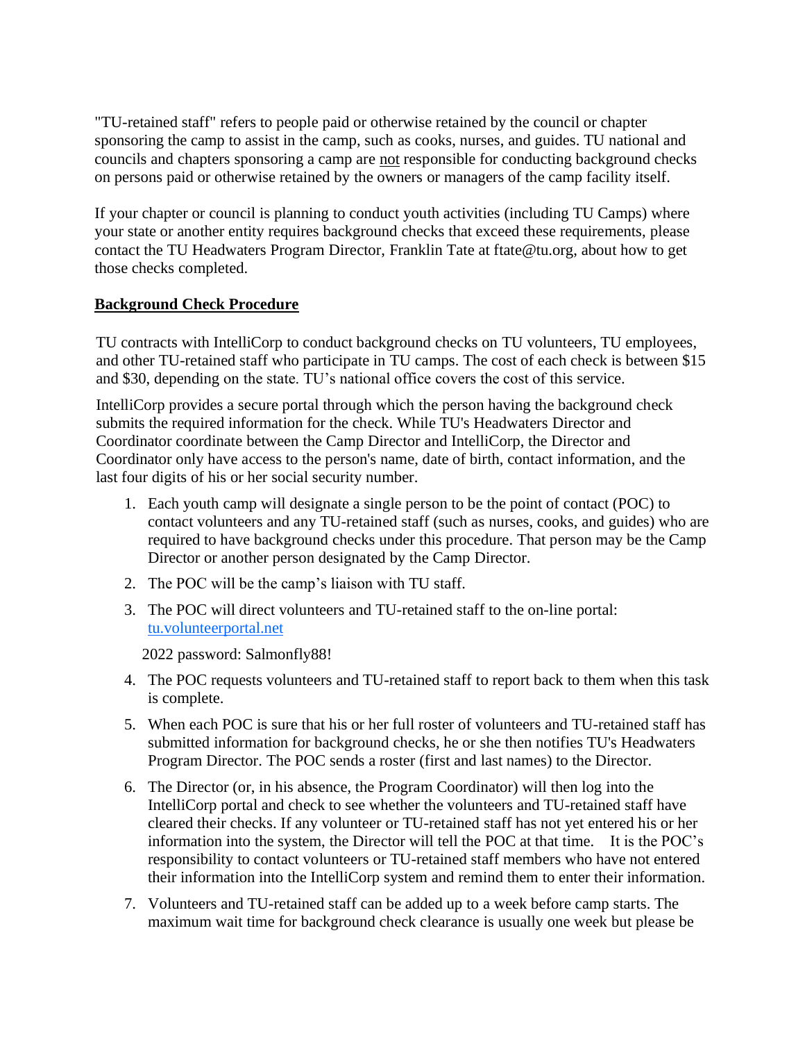"TU-retained staff" refers to people paid or otherwise retained by the council or chapter sponsoring the camp to assist in the camp, such as cooks, nurses, and guides. TU national and councils and chapters sponsoring a camp are not responsible for conducting background checks on persons paid or otherwise retained by the owners or managers of the camp facility itself.

If your chapter or council is planning to conduct youth activities (including TU Camps) where your state or another entity requires background checks that exceed these requirements, please contact the TU Headwaters Program Director, Franklin Tate at ftate@tu.org, about how to get those checks completed.

## Background Check Procedure

TU contracts with IntelliCorp to conduct background checks on TU volunteers, TU employees, and other TU-retained staff who participate in TU camps. The cost of each check is between $15 and $30, depending on the state. TU's national office covers the cost of this service.

IntelliCorp provides a secure portal through which the person having the background check submits the required information for the check. While TU's Headwaters Director and Coordinator coordinate between the Camp Director and IntelliCorp, the Director and Coordinator only have access to the person's name, date of birth, contact information, and the last four digits of his or her social security number.

1. Each youth camp will designate a single person to be the point of contact (POC) to contact volunteers and any TU-retained staff (such as nurses, cooks, and guides) who are required to have background checks under this procedure. That person may be the Camp Director or another person designated by the Camp Director.
2. The POC will be the camp's liaison with TU staff.
3. The POC will direct volunteers and TU-retained staff to the on-line portal: [tu.volunteerportal.net](tu.volunteerportal.net)

   2022 password: Salmonfly88!
4. The POC requests volunteers and TU-retained staff to report back to them when this task is complete.
5. When each POC is sure that his or her full roster of volunteers and TU-retained staff has submitted information for background checks, he or she then notifies TU's Headwaters Program Director. The POC sends a roster (first and last names) to the Director.
6. The Director (or, in his absence, the Program Coordinator) will then log into the IntelliCorp portal and check to see whether the volunteers and TU-retained staff have cleared their checks. If any volunteer or TU-retained staff has not yet entered his or her information into the system, the Director will tell the POC at that time. It is the POC's responsibility to contact volunteers or TU-retained staff members who have not entered their information into the IntelliCorp system and remind them to enter their information.
7. Volunteers and TU-retained staff can be added up to a week before camp starts. The maximum wait time for background check clearance is usually one week but please be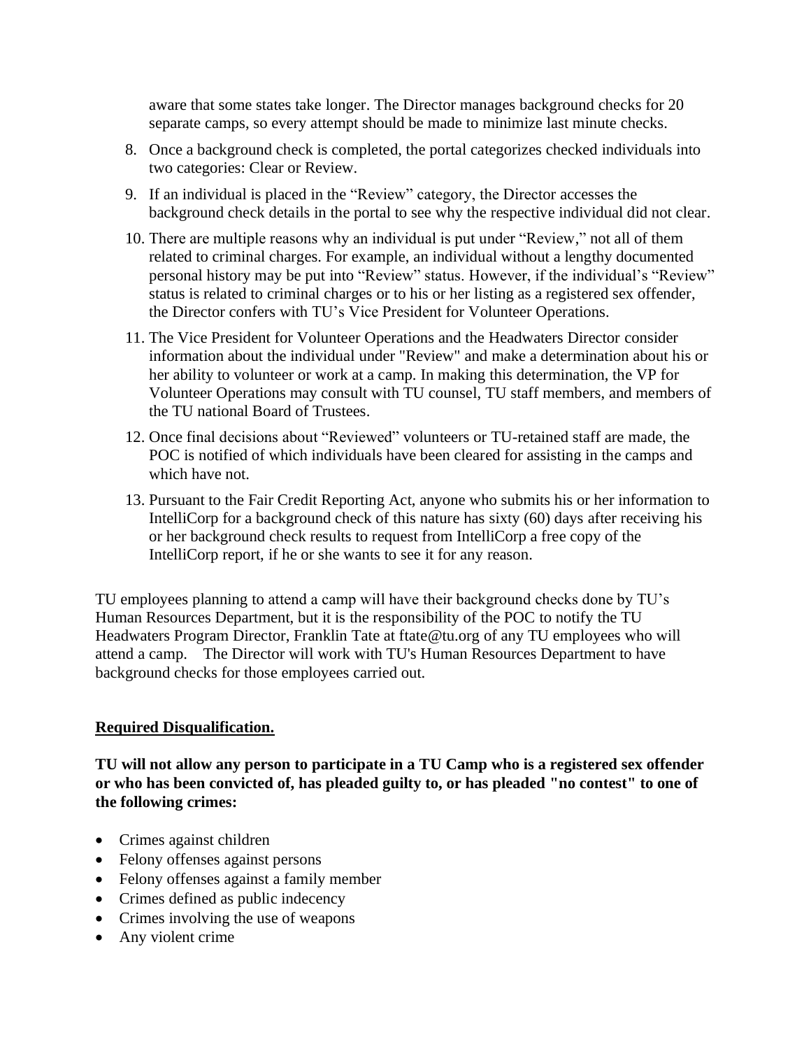aware that some states take longer. The Director manages background checks for 20 separate camps, so every attempt should be made to minimize last minute checks.

8. Once a background check is completed, the portal categorizes checked individuals into two categories: Clear or Review.
9. If an individual is placed in the "Review" category, the Director accesses the background check details in the portal to see why the respective individual did not clear.
10. There are multiple reasons why an individual is put under "Review," not all of them related to criminal charges. For example, an individual without a lengthy documented personal history may be put into "Review" status. However, if the individual's "Review" status is related to criminal charges or to his or her listing as a registered sex offender, the Director confers with TU's Vice President for Volunteer Operations.
11. The Vice President for Volunteer Operations and the Headwaters Director consider information about the individual under "Review" and make a determination about his or her ability to volunteer or work at a camp. In making this determination, the VP for Volunteer Operations may consult with TU counsel, TU staff members, and members of the TU national Board of Trustees.
12. Once final decisions about "Reviewed" volunteers or TU-retained staff are made, the POC is notified of which individuals have been cleared for assisting in the camps and which have not.
13. Pursuant to the Fair Credit Reporting Act, anyone who submits his or her information to IntelliCorp for a background check of this nature has sixty (60) days after receiving his or her background check results to request from IntelliCorp a free copy of the IntelliCorp report, if he or she wants to see it for any reason.

TU employees planning to attend a camp will have their background checks done by TU's Human Resources Department, but it is the responsibility of the POC to notify the TU Headwaters Program Director, Franklin Tate at ftate@tu.org of any TU employees who will attend a camp. The Director will work with TU's Human Resources Department to have background checks for those employees carried out.

**Required Disqualification.**

**TU will not allow any person to participate in a TU Camp who is a registered sex offender or who has been convicted of, has pleaded guilty to, or has pleaded "no contest" to one of the following crimes:**

- Crimes against children
- Felony offenses against persons
- Felony offenses against a family member
- Crimes defined as public indecency
- Crimes involving the use of weapons
- Any violent crime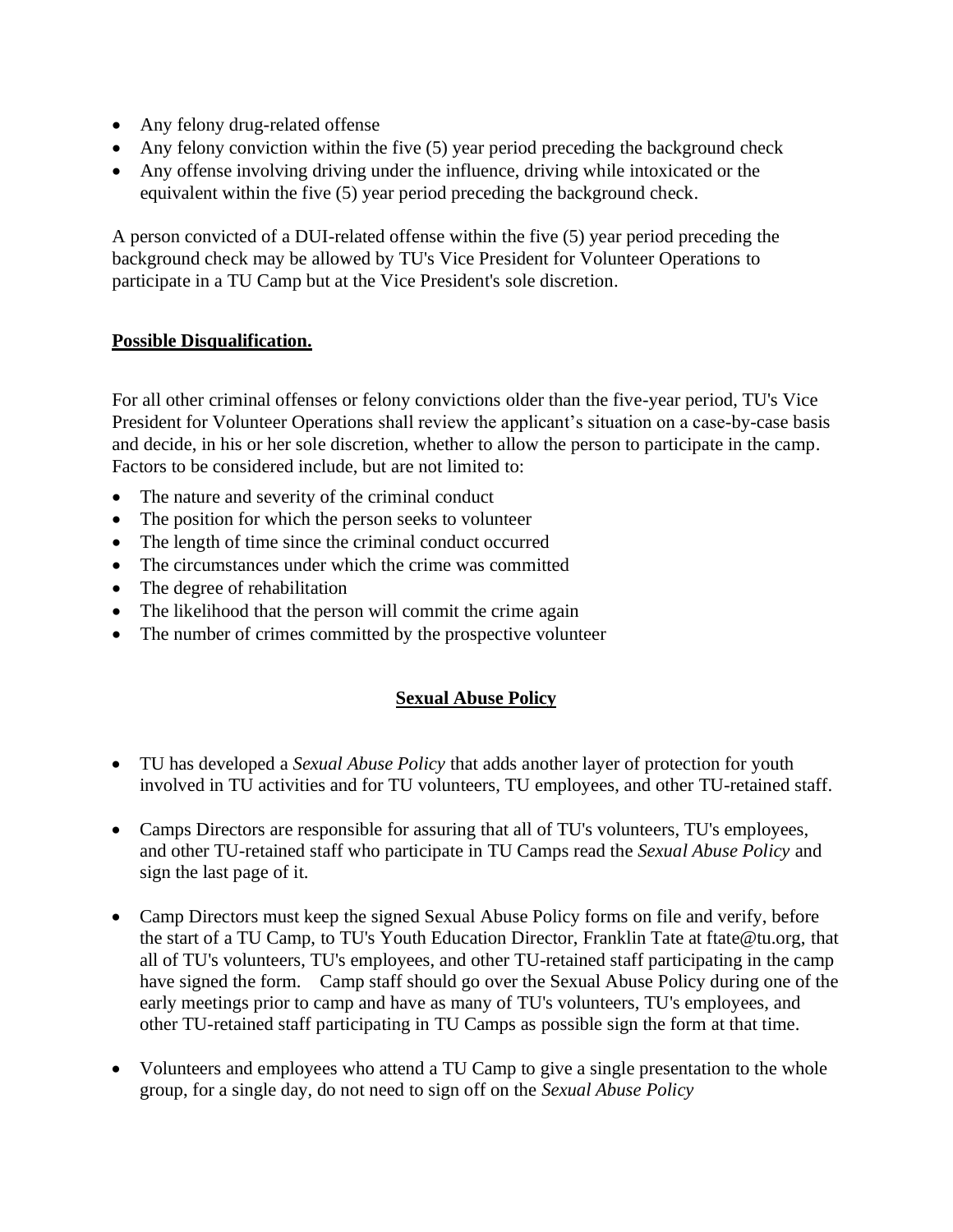- Any felony drug-related offense
- Any felony conviction within the five (5) year period preceding the background check
- Any offense involving driving under the influence, driving while intoxicated or the equivalent within the five (5) year period preceding the background check.

A person convicted of a DUI-related offense within the five (5) year period preceding the background check may be allowed by TU's Vice President for Volunteer Operations to participate in a TU Camp but at the Vice President's sole discretion.

**Possible Disqualification.**

For all other criminal offenses or felony convictions older than the five-year period, TU's Vice President for Volunteer Operations shall review the applicant's situation on a case-by-case basis and decide, in his or her sole discretion, whether to allow the person to participate in the camp. Factors to be considered include, but are not limited to:

- The nature and severity of the criminal conduct
- The position for which the person seeks to volunteer
- The length of time since the criminal conduct occurred
- The circumstances under which the crime was committed
- The degree of rehabilitation
- The likelihood that the person will commit the crime again
- The number of crimes committed by the prospective volunteer

## Sexual Abuse Policy

- TU has developed a *Sexual Abuse Policy* that adds another layer of protection for youth involved in TU activities and for TU volunteers, TU employees, and other TU-retained staff.

- Camps Directors are responsible for assuring that all of TU's volunteers, TU's employees, and other TU-retained staff who participate in TU Camps read the *Sexual Abuse Policy* and sign the last page of it.

- Camp Directors must keep the signed Sexual Abuse Policy forms on file and verify, before the start of a TU Camp, to TU's Youth Education Director, Franklin Tate at ftate@tu.org, that all of TU's volunteers, TU's employees, and other TU-retained staff participating in the camp have signed the form. Camp staff should go over the Sexual Abuse Policy during one of the early meetings prior to camp and have as many of TU's volunteers, TU's employees, and other TU-retained staff participating in TU Camps as possible sign the form at that time.

- Volunteers and employees who attend a TU Camp to give a single presentation to the whole group, for a single day, do not need to sign off on the *Sexual Abuse Policy*